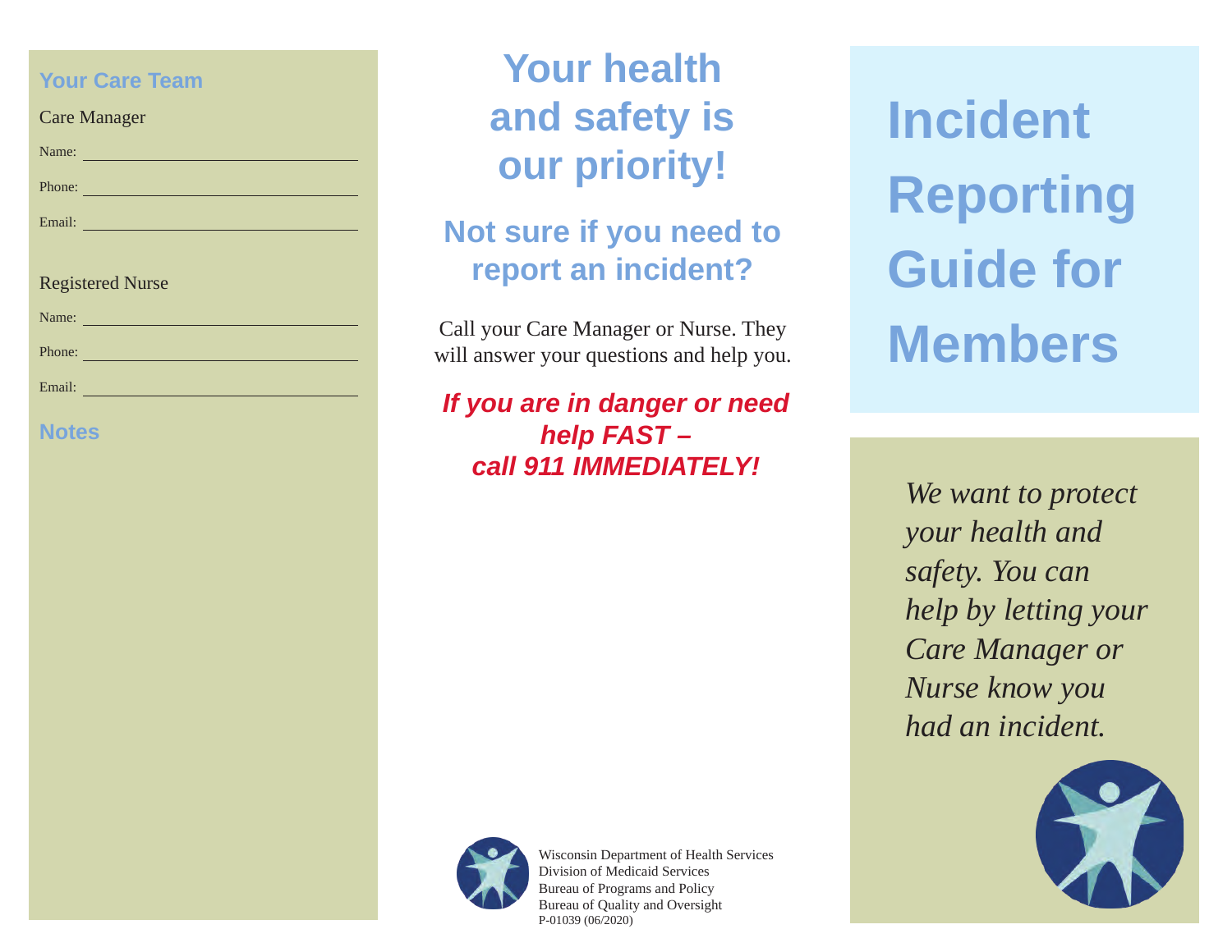## Your Care Team

Care Manager

Name: ______________________

Phone: ______________________

Email: ______________________

Registered Nurse

Name: ______________________

Phone: ______________________

Email: ______________________

## Notes

# Your health and safety is our priority!

## Not sure if you need to report an incident?

Call your Care Manager or Nurse. They will answer your questions and help you.

***If you are in danger or need help FAST – call 911 IMMEDIATELY!***

Wisconsin Department of Health Services
Division of Medicaid Services
Bureau of Programs and Policy
Bureau of Quality and Oversight
P-01039 (06/2020)

# Incident Reporting Guide for Members

*We want to protect your health and safety. You can help by letting your Care Manager or Nurse know you had an incident.*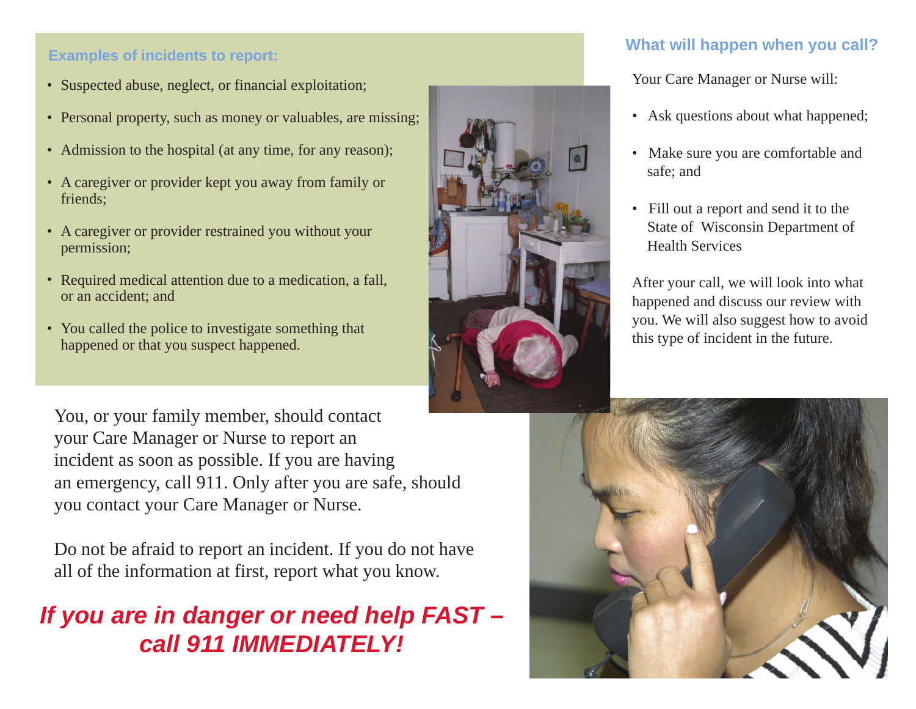### Examples of incidents to report:

- Suspected abuse, neglect, or financial exploitation;
- Personal property, such as money or valuables, are missing;
- Admission to the hospital (at any time, for any reason);
- A caregiver or provider kept you away from family or friends;
- A caregiver or provider restrained you without your permission;
- Required medical attention due to a medication, a fall, or an accident; and
- You called the police to investigate something that happened or that you suspect happened.

You, or your family member, should contact your Care Manager or Nurse to report an incident as soon as possible. If you are having an emergency, call 911. Only after you are safe, should you contact your Care Manager or Nurse.

Do not be afraid to report an incident. If you do not have all of the information at first, report what you know.

***If you are in danger or need help FAST – call 911 IMMEDIATELY!***

### What will happen when you call?

Your Care Manager or Nurse will:

- Ask questions about what happened;
- Make sure you are comfortable and safe; and
- Fill out a report and send it to the State of Wisconsin Department of Health Services

After your call, we will look into what happened and discuss our review with you. We will also suggest how to avoid this type of incident in the future.